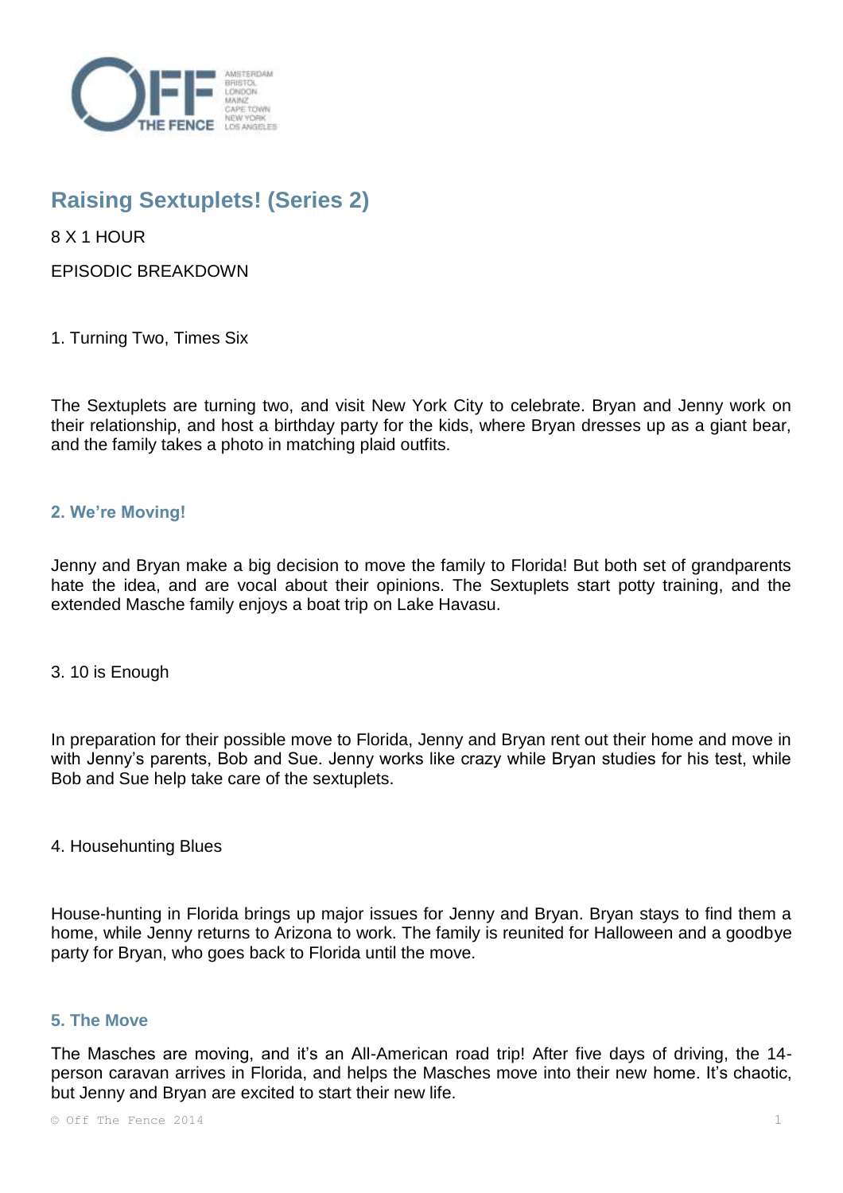# Raising Sextuplets! (Series 2)

8 X 1 HOUR

EPISODIC BREAKDOWN

1. Turning Two, Times Six

The Sextuplets are turning two, and visit New York City to celebrate. Bryan and Jenny work on their relationship, and host a birthday party for the kids, where Bryan dresses up as a giant bear, and the family takes a photo in matching plaid outfits.

### 2. We're Moving!

Jenny and Bryan make a big decision to move the family to Florida! But both set of grandparents hate the idea, and are vocal about their opinions. The Sextuplets start potty training, and the extended Masche family enjoys a boat trip on Lake Havasu.

3. 10 is Enough

In preparation for their possible move to Florida, Jenny and Bryan rent out their home and move in with Jenny's parents, Bob and Sue. Jenny works like crazy while Bryan studies for his test, while Bob and Sue help take care of the sextuplets.

4. Househunting Blues

House-hunting in Florida brings up major issues for Jenny and Bryan. Bryan stays to find them a home, while Jenny returns to Arizona to work. The family is reunited for Halloween and a goodbye party for Bryan, who goes back to Florida until the move.

### 5. The Move

The Masches are moving, and it's an All-American road trip! After five days of driving, the 14-person caravan arrives in Florida, and helps the Masches move into their new home. It's chaotic, but Jenny and Bryan are excited to start their new life.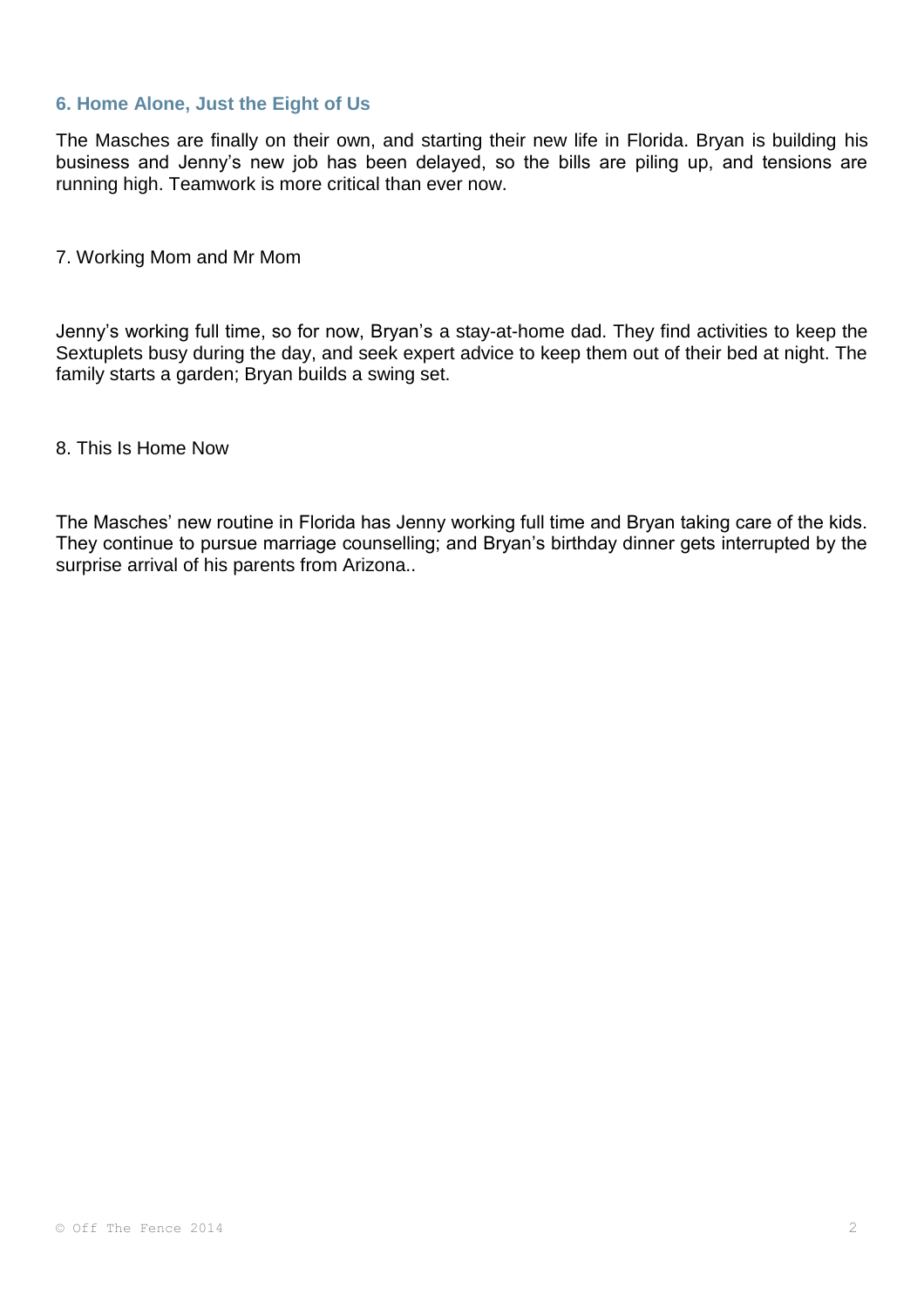### 6. Home Alone, Just the Eight of Us

The Masches are finally on their own, and starting their new life in Florida. Bryan is building his business and Jenny's new job has been delayed, so the bills are piling up, and tensions are running high. Teamwork is more critical than ever now.

7. Working Mom and Mr Mom

Jenny's working full time, so for now, Bryan's a stay-at-home dad. They find activities to keep the Sextuplets busy during the day, and seek expert advice to keep them out of their bed at night. The family starts a garden; Bryan builds a swing set.

8. This Is Home Now

The Masches' new routine in Florida has Jenny working full time and Bryan taking care of the kids. They continue to pursue marriage counselling; and Bryan's birthday dinner gets interrupted by the surprise arrival of his parents from Arizona..

© Off The Fence 2014